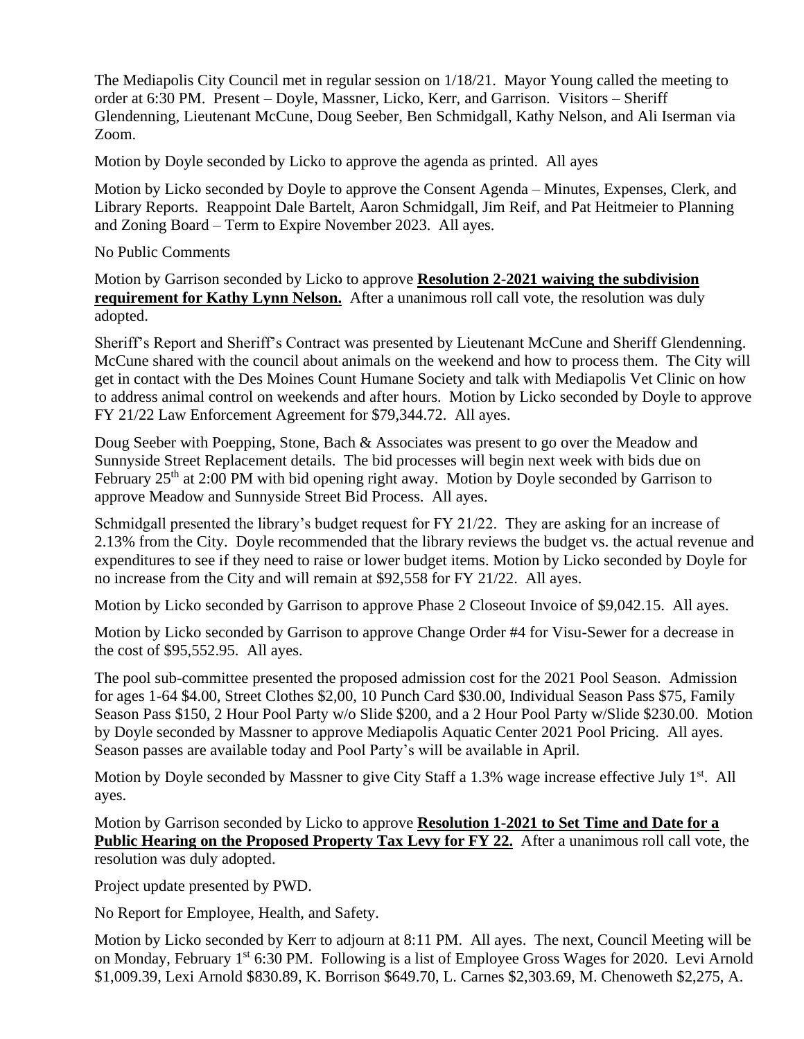The Mediapolis City Council met in regular session on 1/18/21. Mayor Young called the meeting to order at 6:30 PM. Present – Doyle, Massner, Licko, Kerr, and Garrison. Visitors – Sheriff Glendenning, Lieutenant McCune, Doug Seeber, Ben Schmidgall, Kathy Nelson, and Ali Iserman via Zoom.

Motion by Doyle seconded by Licko to approve the agenda as printed. All ayes

Motion by Licko seconded by Doyle to approve the Consent Agenda – Minutes, Expenses, Clerk, and Library Reports. Reappoint Dale Bartelt, Aaron Schmidgall, Jim Reif, and Pat Heitmeier to Planning and Zoning Board – Term to Expire November 2023. All ayes.

No Public Comments

Motion by Garrison seconded by Licko to approve **Resolution 2-2021 waiving the subdivision requirement for Kathy Lynn Nelson.** After a unanimous roll call vote, the resolution was duly adopted.

Sheriff's Report and Sheriff's Contract was presented by Lieutenant McCune and Sheriff Glendenning. McCune shared with the council about animals on the weekend and how to process them. The City will get in contact with the Des Moines Count Humane Society and talk with Mediapolis Vet Clinic on how to address animal control on weekends and after hours. Motion by Licko seconded by Doyle to approve FY 21/22 Law Enforcement Agreement for $79,344.72. All ayes.

Doug Seeber with Poepping, Stone, Bach & Associates was present to go over the Meadow and Sunnyside Street Replacement details. The bid processes will begin next week with bids due on February 25th at 2:00 PM with bid opening right away. Motion by Doyle seconded by Garrison to approve Meadow and Sunnyside Street Bid Process. All ayes.

Schmidgall presented the library's budget request for FY 21/22. They are asking for an increase of 2.13% from the City. Doyle recommended that the library reviews the budget vs. the actual revenue and expenditures to see if they need to raise or lower budget items. Motion by Licko seconded by Doyle for no increase from the City and will remain at $92,558 for FY 21/22. All ayes.

Motion by Licko seconded by Garrison to approve Phase 2 Closeout Invoice of $9,042.15. All ayes.

Motion by Licko seconded by Garrison to approve Change Order #4 for Visu-Sewer for a decrease in the cost of $95,552.95. All ayes.

The pool sub-committee presented the proposed admission cost for the 2021 Pool Season. Admission for ages 1-64 $4.00, Street Clothes $2,00, 10 Punch Card $30.00, Individual Season Pass $75, Family Season Pass $150, 2 Hour Pool Party w/o Slide $200, and a 2 Hour Pool Party w/Slide $230.00. Motion by Doyle seconded by Massner to approve Mediapolis Aquatic Center 2021 Pool Pricing. All ayes. Season passes are available today and Pool Party's will be available in April.

Motion by Doyle seconded by Massner to give City Staff a 1.3% wage increase effective July 1st. All ayes.

Motion by Garrison seconded by Licko to approve **Resolution 1-2021 to Set Time and Date for a Public Hearing on the Proposed Property Tax Levy for FY 22.** After a unanimous roll call vote, the resolution was duly adopted.

Project update presented by PWD.

No Report for Employee, Health, and Safety.

Motion by Licko seconded by Kerr to adjourn at 8:11 PM. All ayes. The next, Council Meeting will be on Monday, February 1st 6:30 PM. Following is a list of Employee Gross Wages for 2020. Levi Arnold $1,009.39, Lexi Arnold $830.89, K. Borrison $649.70, L. Carnes $2,303.69, M. Chenoweth $2,275, A.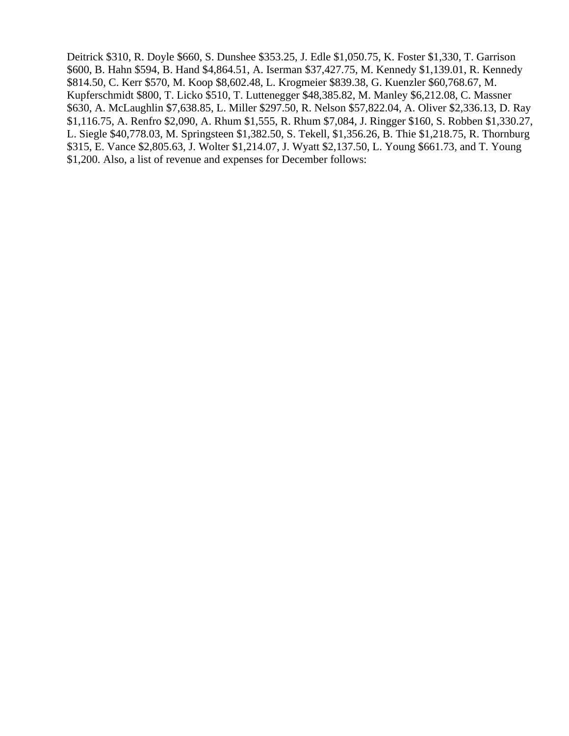Deitrick $310, R. Doyle $660, S. Dunshee $353.25, J. Edle $1,050.75, K. Foster $1,330, T. Garrison $600, B. Hahn $594, B. Hand $4,864.51, A. Iserman $37,427.75, M. Kennedy $1,139.01, R. Kennedy $814.50, C. Kerr $570, M. Koop $8,602.48, L. Krogmeier $839.38, G. Kuenzler $60,768.67, M. Kupferschmidt $800, T. Licko $510, T. Luttenegger $48,385.82, M. Manley $6,212.08, C. Massner $630, A. McLaughlin $7,638.85, L. Miller $297.50, R. Nelson $57,822.04, A. Oliver $2,336.13, D. Ray $1,116.75, A. Renfro $2,090, A. Rhum $1,555, R. Rhum $7,084, J. Ringger $160, S. Robben $1,330.27, L. Siegle $40,778.03, M. Springsteen $1,382.50, S. Tekell, $1,356.26, B. Thie $1,218.75, R. Thornburg $315, E. Vance $2,805.63, J. Wolter $1,214.07, J. Wyatt $2,137.50, L. Young $661.73, and T. Young $1,200. Also, a list of revenue and expenses for December follows: